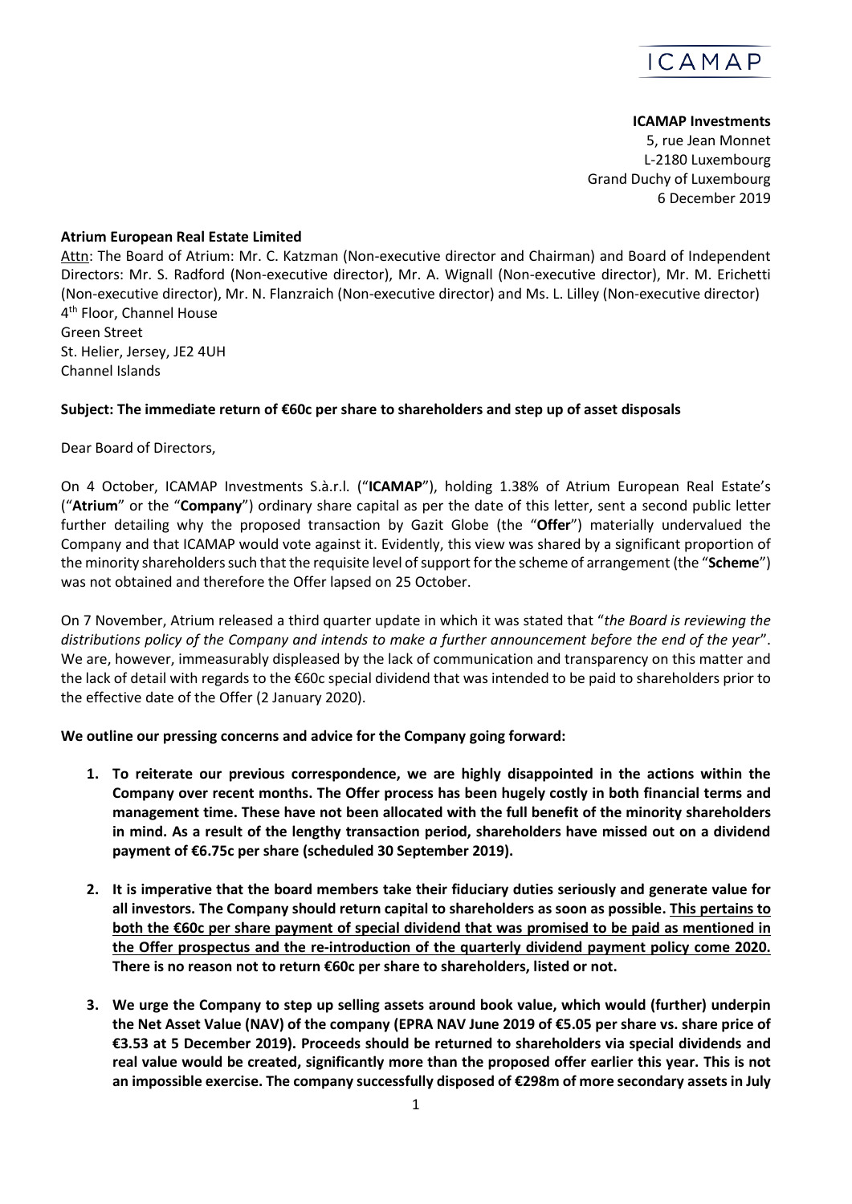ICAMAP

**ICAMAP Investments**
5, rue Jean Monnet
L-2180 Luxembourg
Grand Duchy of Luxembourg
6 December 2019

**Atrium European Real Estate Limited**
Attn: The Board of Atrium: Mr. C. Katzman (Non-executive director and Chairman) and Board of Independent Directors: Mr. S. Radford (Non-executive director), Mr. A. Wignall (Non-executive director), Mr. M. Erichetti (Non-executive director), Mr. N. Flanzraich (Non-executive director) and Ms. L. Lilley (Non-executive director)
4th Floor, Channel House
Green Street
St. Helier, Jersey, JE2 4UH
Channel Islands

**Subject: The immediate return of €60c per share to shareholders and step up of asset disposals**

Dear Board of Directors,

On 4 October, ICAMAP Investments S.à.r.l. ("**ICAMAP**"), holding 1.38% of Atrium European Real Estate's ("**Atrium**" or the "**Company**") ordinary share capital as per the date of this letter, sent a second public letter further detailing why the proposed transaction by Gazit Globe (the "**Offer**") materially undervalued the Company and that ICAMAP would vote against it. Evidently, this view was shared by a significant proportion of the minority shareholders such that the requisite level of support for the scheme of arrangement (the "**Scheme**") was not obtained and therefore the Offer lapsed on 25 October.

On 7 November, Atrium released a third quarter update in which it was stated that "*the Board is reviewing the distributions policy of the Company and intends to make a further announcement before the end of the year*". We are, however, immeasurably displeased by the lack of communication and transparency on this matter and the lack of detail with regards to the €60c special dividend that was intended to be paid to shareholders prior to the effective date of the Offer (2 January 2020).

**We outline our pressing concerns and advice for the Company going forward:**

1. **To reiterate our previous correspondence, we are highly disappointed in the actions within the Company over recent months. The Offer process has been hugely costly in both financial terms and management time. These have not been allocated with the full benefit of the minority shareholders in mind. As a result of the lengthy transaction period, shareholders have missed out on a dividend payment of €6.75c per share (scheduled 30 September 2019).**

2. **It is imperative that the board members take their fiduciary duties seriously and generate value for all investors. The Company should return capital to shareholders as soon as possible. <u>This pertains to both the €60c per share payment of special dividend that was promised to be paid as mentioned in the Offer prospectus and the re-introduction of the quarterly dividend payment policy come 2020.</u> There is no reason not to return €60c per share to shareholders, listed or not.**

3. **We urge the Company to step up selling assets around book value, which would (further) underpin the Net Asset Value (NAV) of the company (EPRA NAV June 2019 of €5.05 per share vs. share price of €3.53 at 5 December 2019). Proceeds should be returned to shareholders via special dividends and real value would be created, significantly more than the proposed offer earlier this year. This is not an impossible exercise. The company successfully disposed of €298m of more secondary assets in July**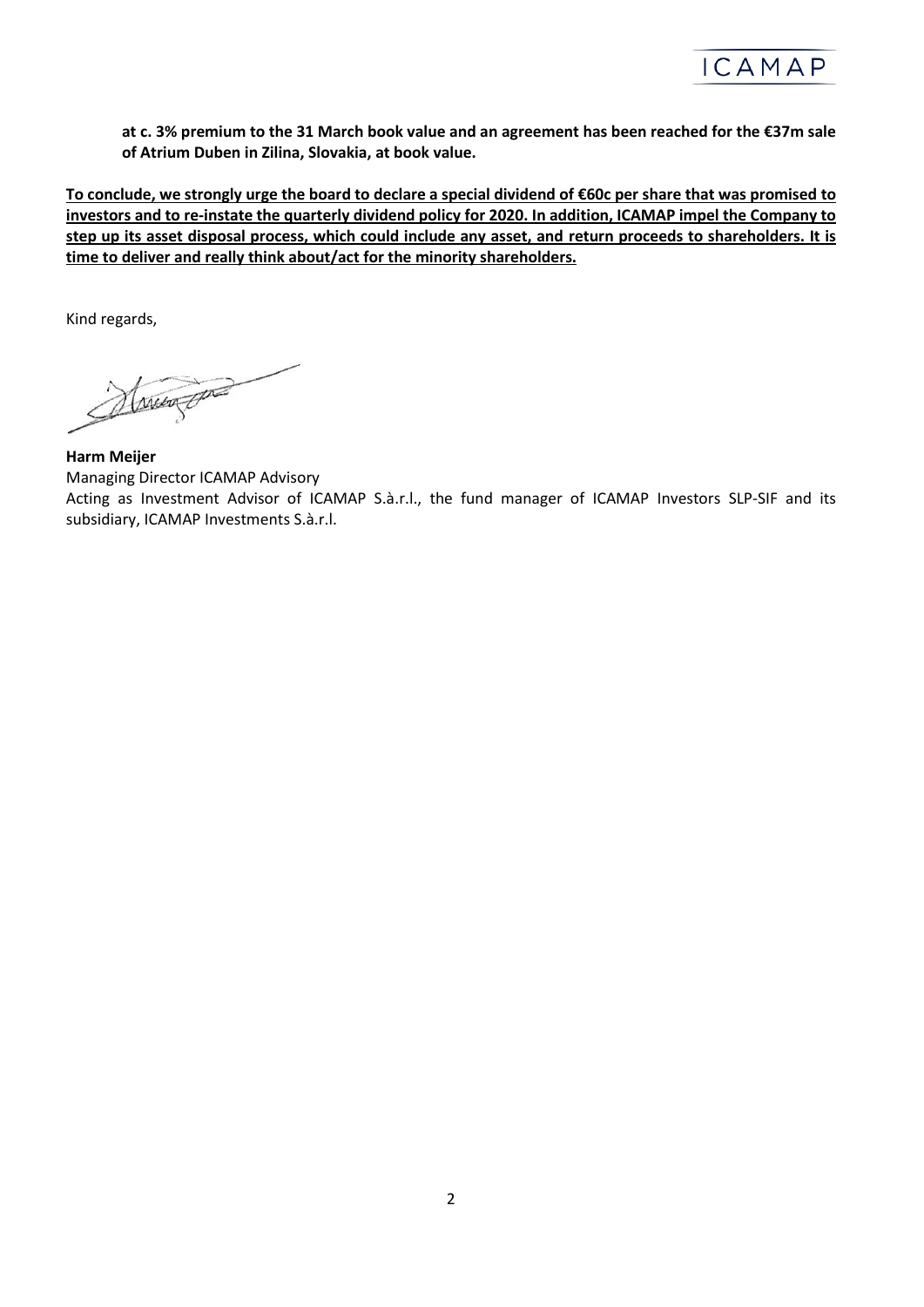**at c. 3% premium to the 31 March book value and an agreement has been reached for the €37m sale of Atrium Duben in Zilina, Slovakia, at book value.**

<u>**To conclude, we strongly urge the board to declare a special dividend of €60c per share that was promised to investors and to re-instate the quarterly dividend policy for 2020. In addition, ICAMAP impel the Company to step up its asset disposal process, which could include any asset, and return proceeds to shareholders. It is time to deliver and really think about/act for the minority shareholders.**</u>

Kind regards,

**Harm Meijer**
Managing Director ICAMAP Advisory
Acting as Investment Advisor of ICAMAP S.à.r.l., the fund manager of ICAMAP Investors SLP-SIF and its subsidiary, ICAMAP Investments S.à.r.l.